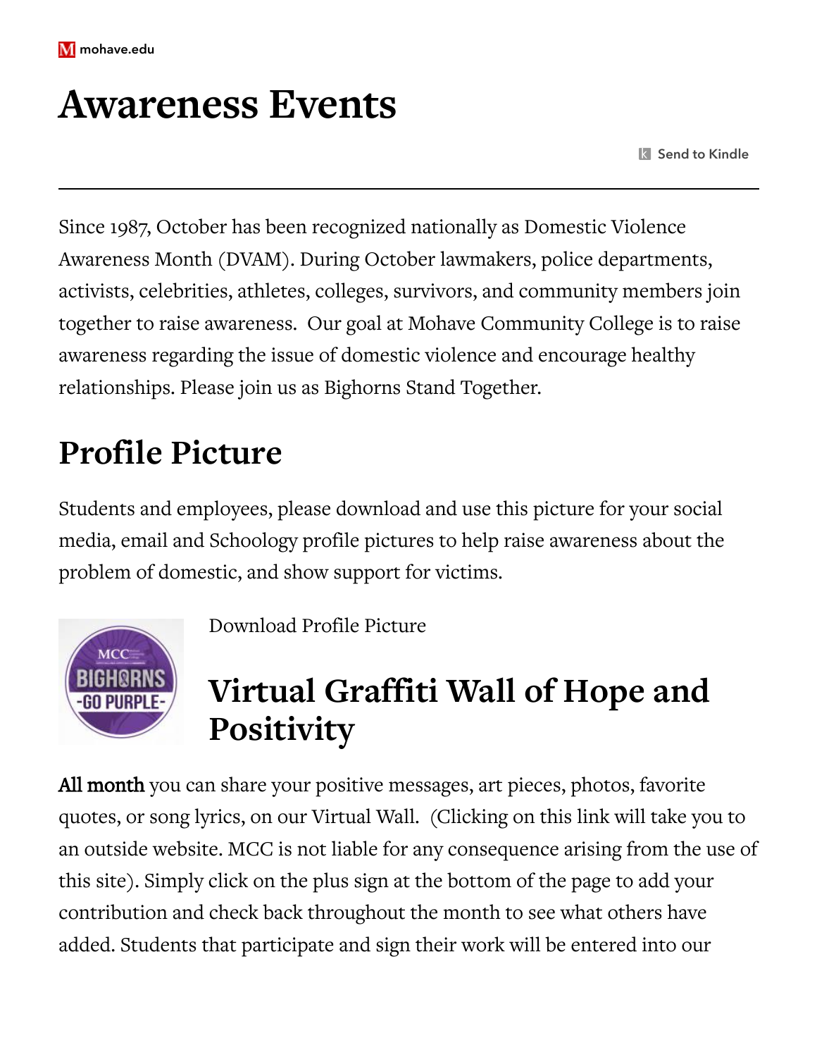# Awareness Events

Since 1987, October has been recognized nationally as Domestic Violence Awareness Month (DVAM). During October lawmakers, police departments, activists, celebrities, athletes, colleges, survivors, and community members join together to raise awareness.  Our goal at Mohave Community College is to raise awareness regarding the issue of domestic violence and encourage healthy relationships. Please join us as Bighorns Stand Together.

## Profile Picture

Students and employees, please download and use this picture for your social media, email and Schoology profile pictures to help raise awareness about the problem of domestic, and show support for victims.

Download Profile Picture

## Virtual Graffiti Wall of Hope and Positivity

**All month** you can share your positive messages, art pieces, photos, favorite quotes, or song lyrics, on our Virtual Wall.  (Clicking on this link will take you to an outside website. MCC is not liable for any consequence arising from the use of this site). Simply click on the plus sign at the bottom of the page to add your contribution and check back throughout the month to see what others have added. Students that participate and sign their work will be entered into our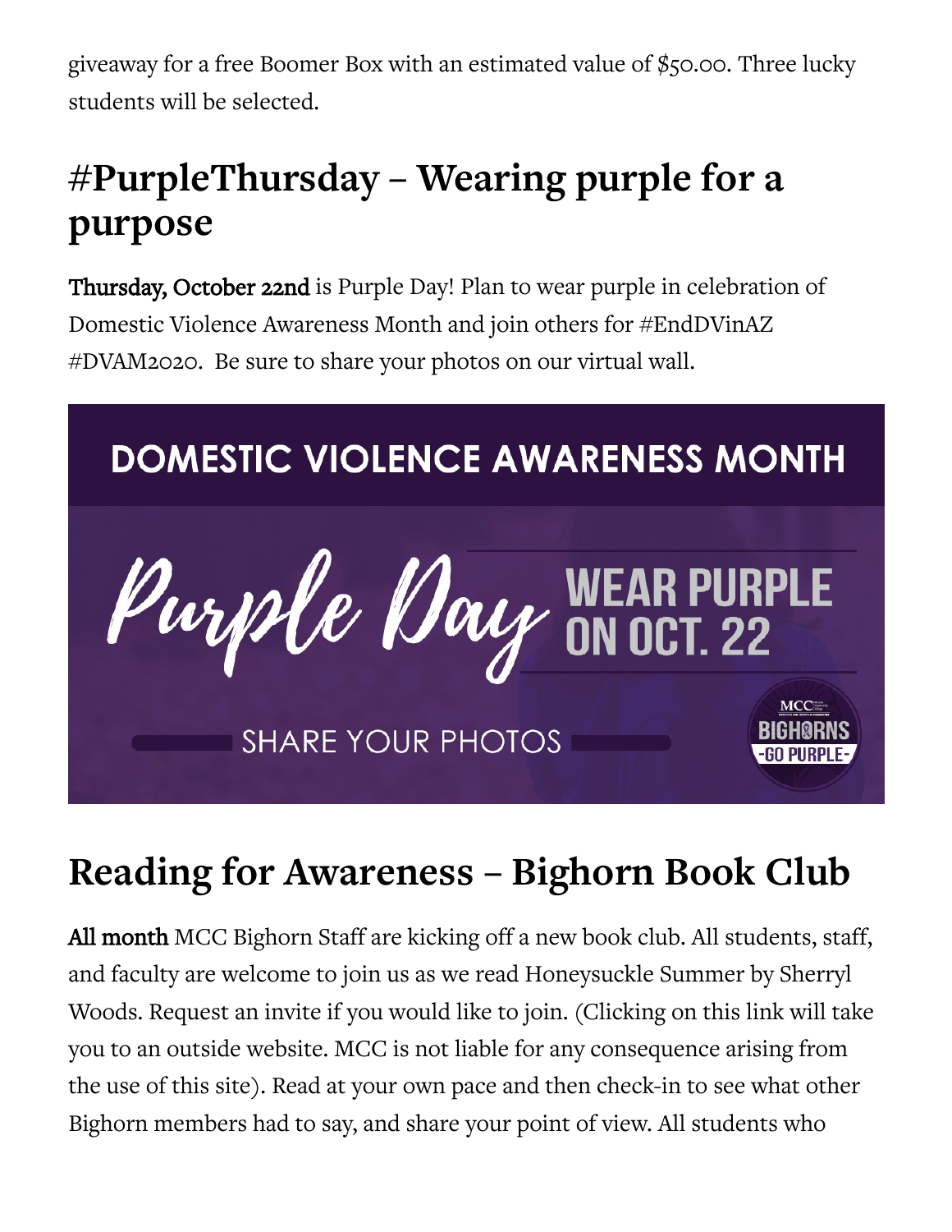giveaway for a free Boomer Box with an estimated value of $50.00. Three lucky students will be selected.

## #PurpleThursday – Wearing purple for a purpose

**Thursday, October 22nd** is Purple Day! Plan to wear purple in celebration of Domestic Violence Awareness Month and join others for #EndDVinAZ #DVAM2020. Be sure to share your photos on our virtual wall.

DOMESTIC VIOLENCE AWARENESS MONTH

Purple Day WEAR PURPLE ON OCT. 22

SHARE YOUR PHOTOS

MCC BIGHORNS -GO PURPLE-

## Reading for Awareness – Bighorn Book Club

**All month** MCC Bighorn Staff are kicking off a new book club. All students, staff, and faculty are welcome to join us as we read Honeysuckle Summer by Sherryl Woods. Request an invite if you would like to join. (Clicking on this link will take you to an outside website. MCC is not liable for any consequence arising from the use of this site). Read at your own pace and then check-in to see what other Bighorn members had to say, and share your point of view. All students who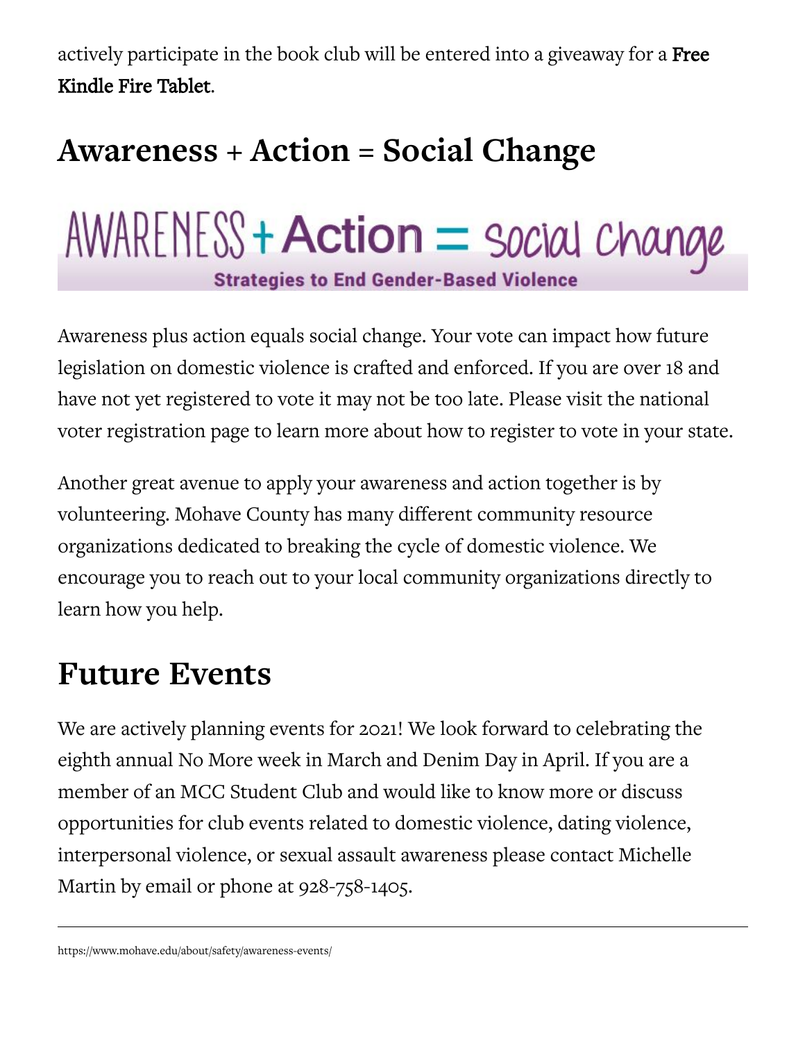actively participate in the book club will be entered into a giveaway for a **Free Kindle Fire Tablet**.

## Awareness + Action = Social Change

AWARENESS + Action = Social Change

Strategies to End Gender-Based Violence

Awareness plus action equals social change. Your vote can impact how future legislation on domestic violence is crafted and enforced. If you are over 18 and have not yet registered to vote it may not be too late. Please visit the national voter registration page to learn more about how to register to vote in your state.

Another great avenue to apply your awareness and action together is by volunteering. Mohave County has many different community resource organizations dedicated to breaking the cycle of domestic violence. We encourage you to reach out to your local community organizations directly to learn how you help.

## Future Events

We are actively planning events for 2021! We look forward to celebrating the eighth annual No More week in March and Denim Day in April. If you are a member of an MCC Student Club and would like to know more or discuss opportunities for club events related to domestic violence, dating violence, interpersonal violence, or sexual assault awareness please contact Michelle Martin by email or phone at 928-758-1405.

---

https://www.mohave.edu/about/safety/awareness-events/